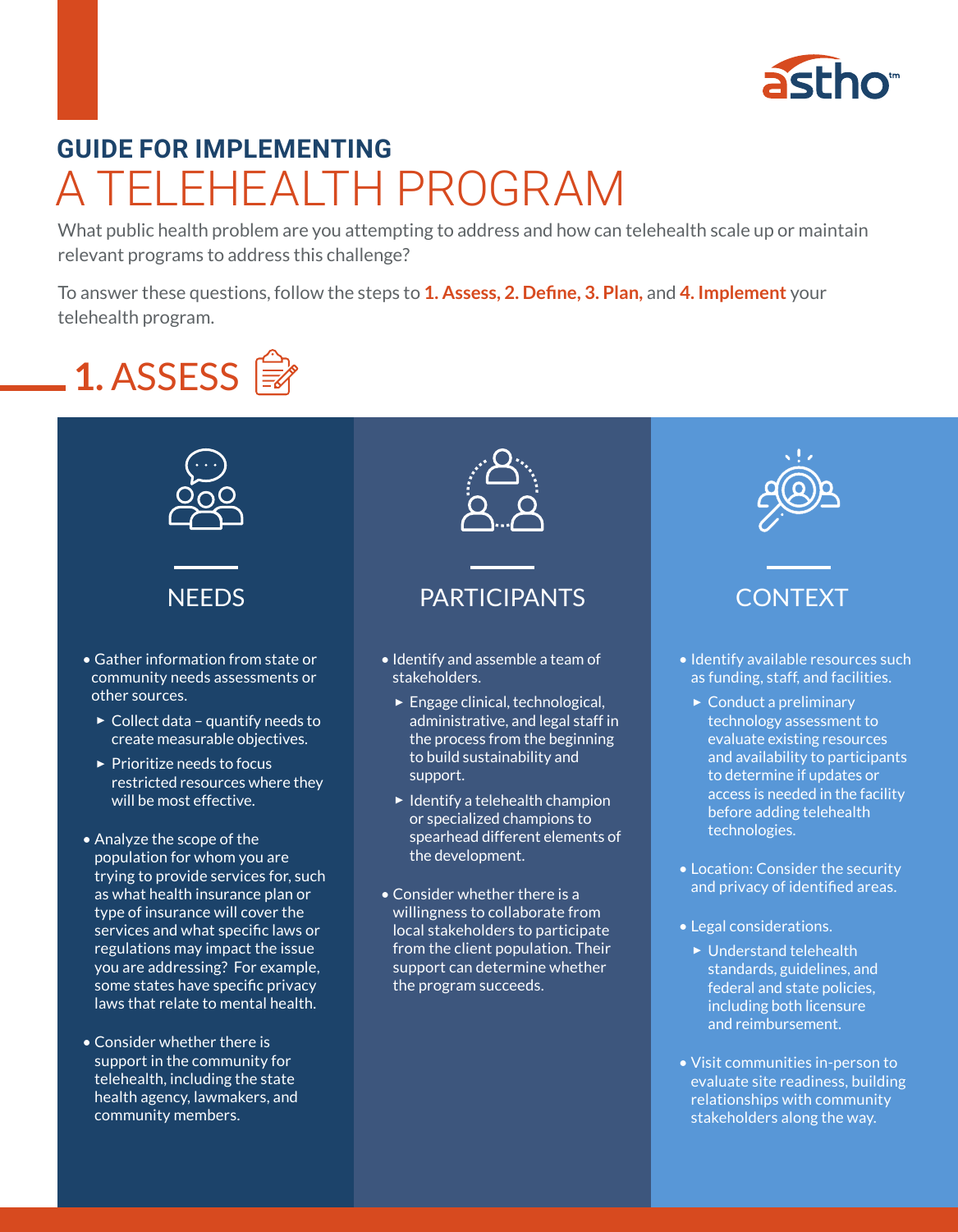## GUIDE FOR IMPLEMENTING

# A TELEHEALTH PROGRAM

What public health problem are you attempting to address and how can telehealth scale up or maintain relevant programs to address this challenge?

To answer these questions, follow the steps to **1. Assess, 2. Define, 3. Plan,** and **4. Implement** your telehealth program.

## 1. ASSESS

### NEEDS

- Gather information from state or community needs assessments or other sources.
  - Collect data – quantify needs to create measurable objectives.
  - Prioritize needs to focus restricted resources where they will be most effective.
- Analyze the scope of the population for whom you are trying to provide services for, such as what health insurance plan or type of insurance will cover the services and what specific laws or regulations may impact the issue you are addressing? For example, some states have specific privacy laws that relate to mental health.
- Consider whether there is support in the community for telehealth, including the state health agency, lawmakers, and community members.

### PARTICIPANTS

- Identify and assemble a team of stakeholders.
  - Engage clinical, technological, administrative, and legal staff in the process from the beginning to build sustainability and support.
  - Identify a telehealth champion or specialized champions to spearhead different elements of the development.
- Consider whether there is a willingness to collaborate from local stakeholders to participate from the client population. Their support can determine whether the program succeeds.

### CONTEXT

- Identify available resources such as funding, staff, and facilities.
  - Conduct a preliminary technology assessment to evaluate existing resources and availability to participants to determine if updates or access is needed in the facility before adding telehealth technologies.
- Location: Consider the security and privacy of identified areas.
- Legal considerations.
  - Understand telehealth standards, guidelines, and federal and state policies, including both licensure and reimbursement.
- Visit communities in-person to evaluate site readiness, building relationships with community stakeholders along the way.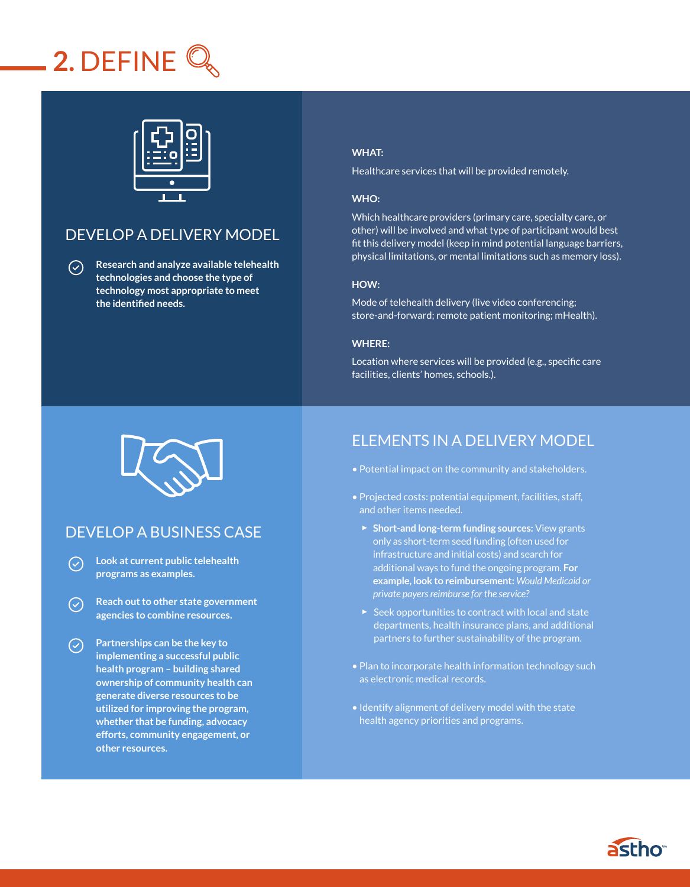# 2. DEFINE

## DEVELOP A DELIVERY MODEL

- **Research and analyze available telehealth technologies and choose the type of technology most appropriate to meet the identified needs.**

**WHAT:**

Healthcare services that will be provided remotely.

**WHO:**

Which healthcare providers (primary care, specialty care, or other) will be involved and what type of participant would best fit this delivery model (keep in mind potential language barriers, physical limitations, or mental limitations such as memory loss).

**HOW:**

Mode of telehealth delivery (live video conferencing; store-and-forward; remote patient monitoring; mHealth).

**WHERE:**

Location where services will be provided (e.g., specific care facilities, clients' homes, schools.).

## DEVELOP A BUSINESS CASE

- **Look at current public telehealth programs as examples.**
- **Reach out to other state government agencies to combine resources.**
- **Partnerships can be the key to implementing a successful public health program – building shared ownership of community health can generate diverse resources to be utilized for improving the program, whether that be funding, advocacy efforts, community engagement, or other resources.**

## ELEMENTS IN A DELIVERY MODEL

- Potential impact on the community and stakeholders.
- Projected costs: potential equipment, facilities, staff, and other items needed.
  - **Short-and long-term funding sources:** View grants only as short-term seed funding (often used for infrastructure and initial costs) and search for additional ways to fund the ongoing program. **For example, look to reimbursement:** *Would Medicaid or private payers reimburse for the service?*
  - Seek opportunities to contract with local and state departments, health insurance plans, and additional partners to further sustainability of the program.
- Plan to incorporate health information technology such as electronic medical records.
- Identify alignment of delivery model with the state health agency priorities and programs.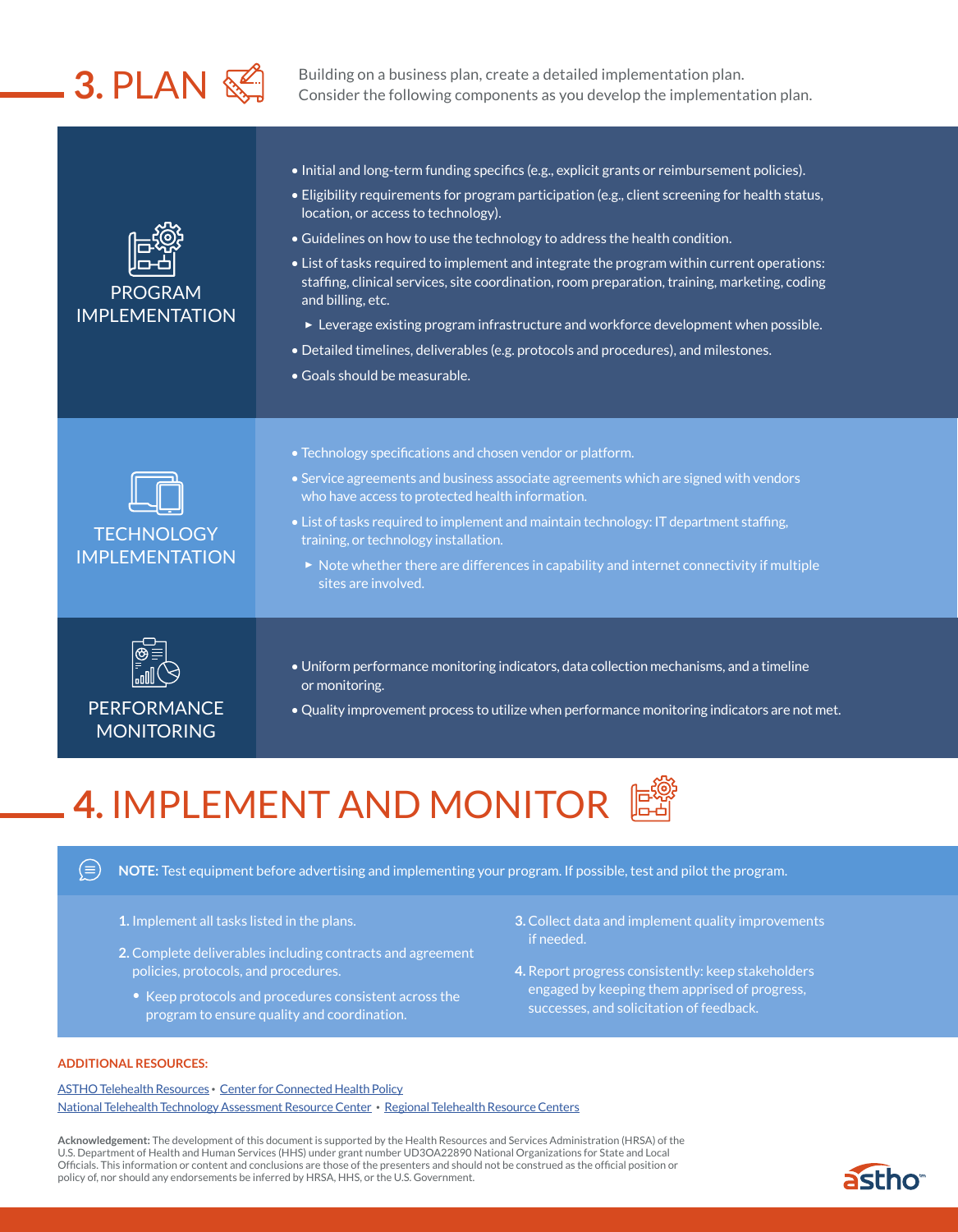## 3. PLAN

Building on a business plan, create a detailed implementation plan. Consider the following components as you develop the implementation plan.

### PROGRAM IMPLEMENTATION

- Initial and long-term funding specifics (e.g., explicit grants or reimbursement policies).
- Eligibility requirements for program participation (e.g., client screening for health status, location, or access to technology).
- Guidelines on how to use the technology to address the health condition.
- List of tasks required to implement and integrate the program within current operations: staffing, clinical services, site coordination, room preparation, training, marketing, coding and billing, etc.
  - Leverage existing program infrastructure and workforce development when possible.
- Detailed timelines, deliverables (e.g. protocols and procedures), and milestones.
- Goals should be measurable.

### TECHNOLOGY IMPLEMENTATION

- Technology specifications and chosen vendor or platform.
- Service agreements and business associate agreements which are signed with vendors who have access to protected health information.
- List of tasks required to implement and maintain technology: IT department staffing, training, or technology installation.
  - Note whether there are differences in capability and internet connectivity if multiple sites are involved.

### PERFORMANCE MONITORING

- Uniform performance monitoring indicators, data collection mechanisms, and a timeline or monitoring.
- Quality improvement process to utilize when performance monitoring indicators are not met.

## 4. IMPLEMENT AND MONITOR

**NOTE:** Test equipment before advertising and implementing your program. If possible, test and pilot the program.

1. Implement all tasks listed in the plans.
2. Complete deliverables including contracts and agreement policies, protocols, and procedures.
   - Keep protocols and procedures consistent across the program to ensure quality and coordination.
3. Collect data and implement quality improvements if needed.
4. Report progress consistently: keep stakeholders engaged by keeping them apprised of progress, successes, and solicitation of feedback.

**ADDITIONAL RESOURCES:**

ASTHO Telehealth Resources • Center for Connected Health Policy
National Telehealth Technology Assessment Resource Center • Regional Telehealth Resource Centers

**Acknowledgement:** The development of this document is supported by the Health Resources and Services Administration (HRSA) of the U.S. Department of Health and Human Services (HHS) under grant number UD3OA22890 National Organizations for State and Local Officials. This information or content and conclusions are those of the presenters and should not be construed as the official position or policy of, nor should any endorsements be inferred by HRSA, HHS, or the U.S. Government.

astho